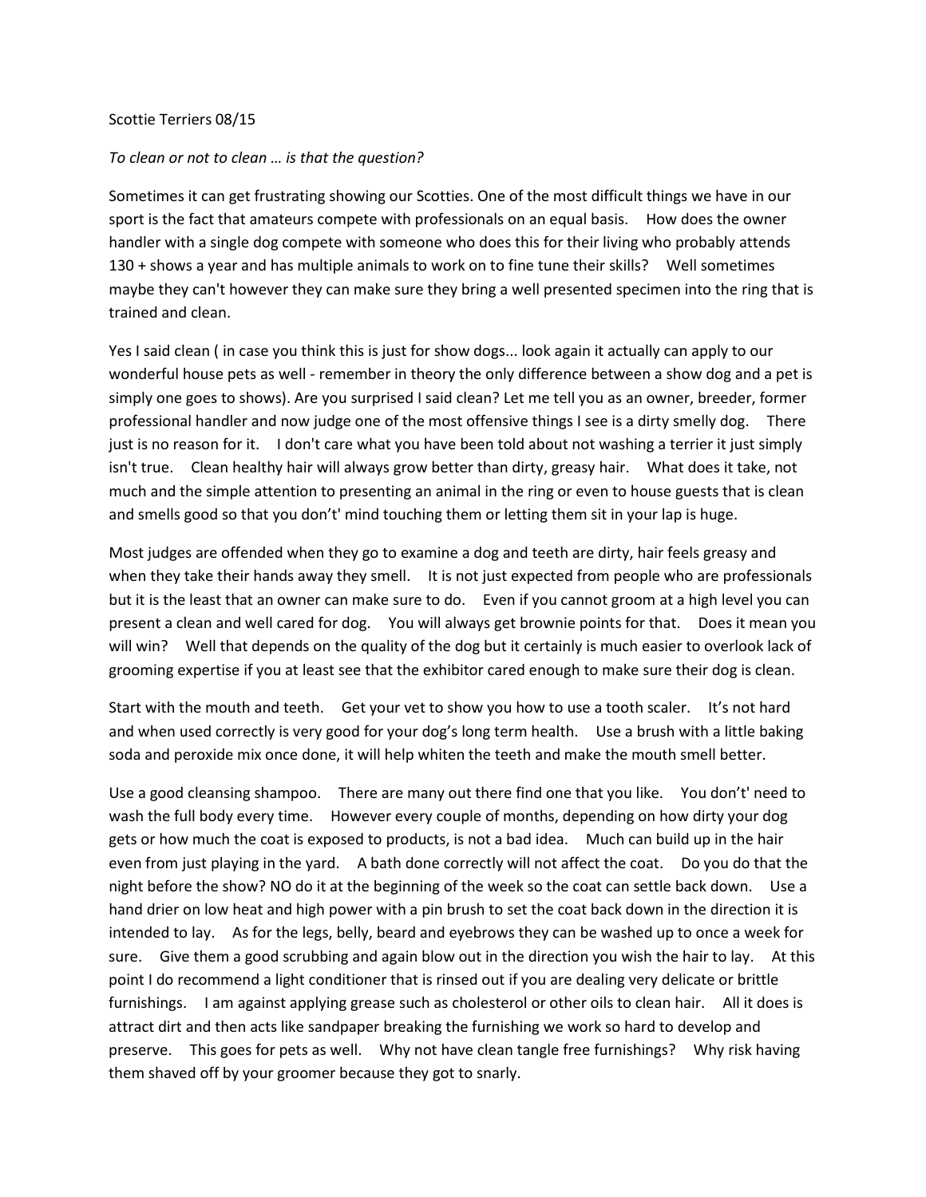Scottie Terriers 08/15

*To clean or not to clean … is that the question?*

Sometimes it can get frustrating showing our Scotties. One of the most difficult things we have in our sport is the fact that amateurs compete with professionals on an equal basis. How does the owner handler with a single dog compete with someone who does this for their living who probably attends 130 + shows a year and has multiple animals to work on to fine tune their skills? Well sometimes maybe they can't however they can make sure they bring a well presented specimen into the ring that is trained and clean.

Yes I said clean ( in case you think this is just for show dogs... look again it actually can apply to our wonderful house pets as well - remember in theory the only difference between a show dog and a pet is simply one goes to shows). Are you surprised I said clean? Let me tell you as an owner, breeder, former professional handler and now judge one of the most offensive things I see is a dirty smelly dog. There just is no reason for it. I don't care what you have been told about not washing a terrier it just simply isn't true. Clean healthy hair will always grow better than dirty, greasy hair. What does it take, not much and the simple attention to presenting an animal in the ring or even to house guests that is clean and smells good so that you don't' mind touching them or letting them sit in your lap is huge.

Most judges are offended when they go to examine a dog and teeth are dirty, hair feels greasy and when they take their hands away they smell. It is not just expected from people who are professionals but it is the least that an owner can make sure to do. Even if you cannot groom at a high level you can present a clean and well cared for dog. You will always get brownie points for that. Does it mean you will win? Well that depends on the quality of the dog but it certainly is much easier to overlook lack of grooming expertise if you at least see that the exhibitor cared enough to make sure their dog is clean.

Start with the mouth and teeth. Get your vet to show you how to use a tooth scaler. It's not hard and when used correctly is very good for your dog's long term health. Use a brush with a little baking soda and peroxide mix once done, it will help whiten the teeth and make the mouth smell better.

Use a good cleansing shampoo. There are many out there find one that you like. You don't' need to wash the full body every time. However every couple of months, depending on how dirty your dog gets or how much the coat is exposed to products, is not a bad idea. Much can build up in the hair even from just playing in the yard. A bath done correctly will not affect the coat. Do you do that the night before the show? NO do it at the beginning of the week so the coat can settle back down. Use a hand drier on low heat and high power with a pin brush to set the coat back down in the direction it is intended to lay. As for the legs, belly, beard and eyebrows they can be washed up to once a week for sure. Give them a good scrubbing and again blow out in the direction you wish the hair to lay. At this point I do recommend a light conditioner that is rinsed out if you are dealing very delicate or brittle furnishings. I am against applying grease such as cholesterol or other oils to clean hair. All it does is attract dirt and then acts like sandpaper breaking the furnishing we work so hard to develop and preserve. This goes for pets as well. Why not have clean tangle free furnishings? Why risk having them shaved off by your groomer because they got to snarly.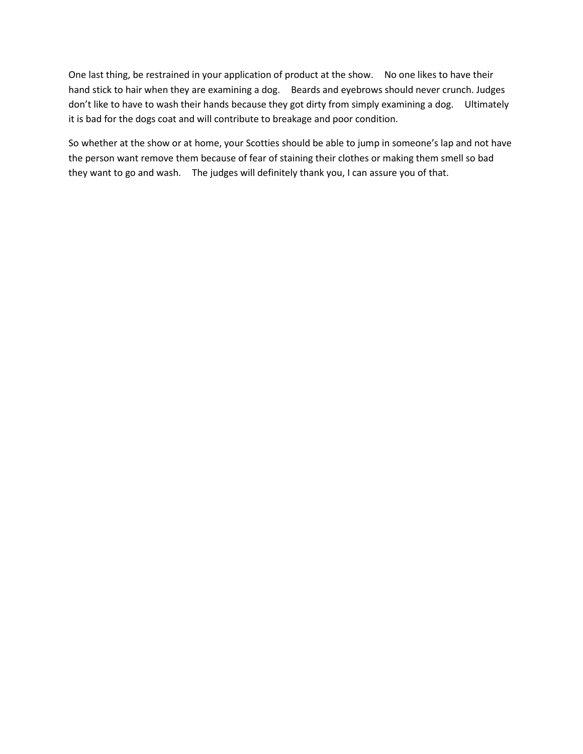One last thing, be restrained in your application of product at the show. No one likes to have their hand stick to hair when they are examining a dog. Beards and eyebrows should never crunch. Judges don't like to have to wash their hands because they got dirty from simply examining a dog. Ultimately it is bad for the dogs coat and will contribute to breakage and poor condition.

So whether at the show or at home, your Scotties should be able to jump in someone's lap and not have the person want remove them because of fear of staining their clothes or making them smell so bad they want to go and wash. The judges will definitely thank you, I can assure you of that.